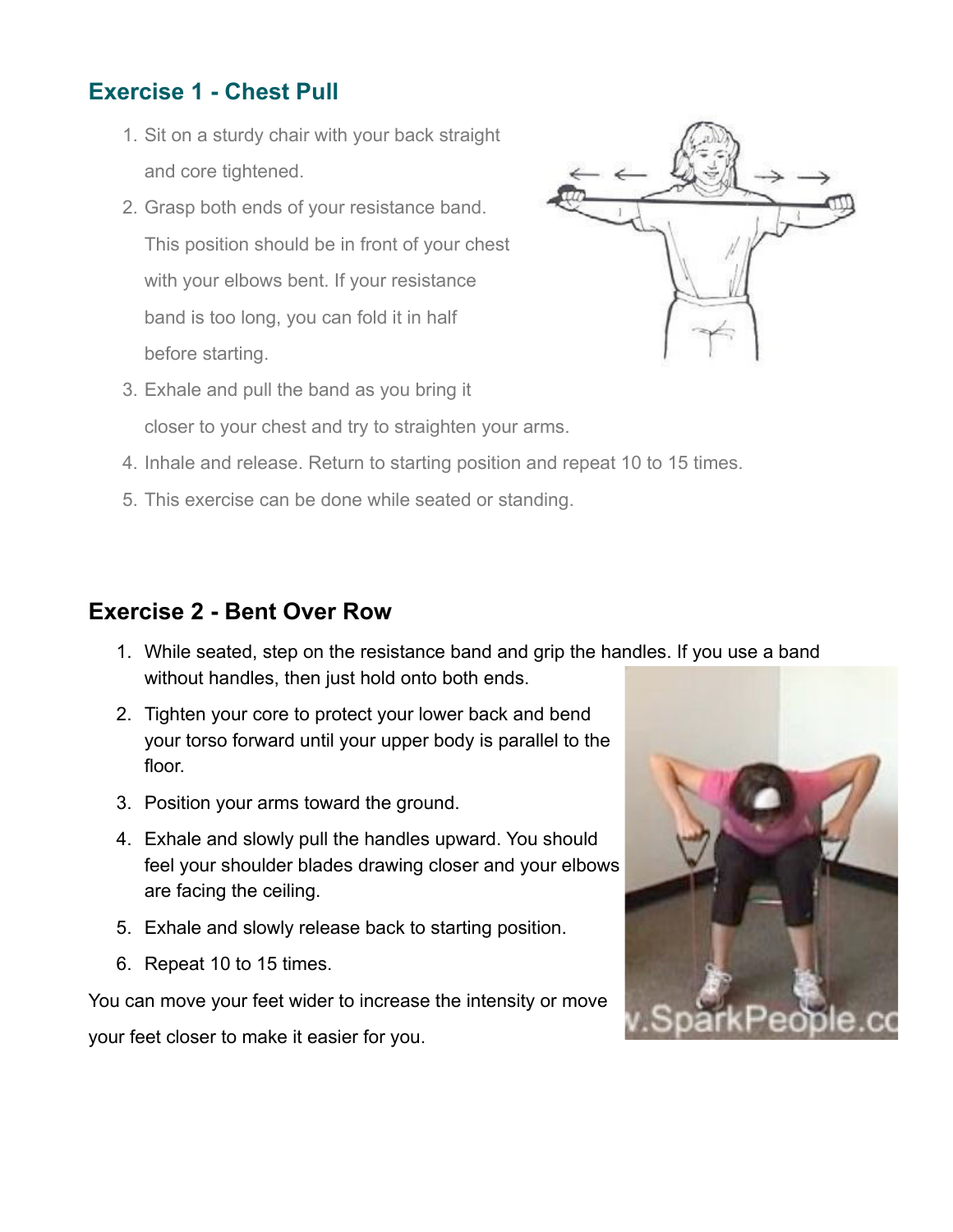## Exercise 1 - Chest Pull

1. Sit on a sturdy chair with your back straight and core tightened.
2. Grasp both ends of your resistance band. This position should be in front of your chest with your elbows bent. If your resistance band is too long, you can fold it in half before starting.
3. Exhale and pull the band as you bring it closer to your chest and try to straighten your arms.
4. Inhale and release. Return to starting position and repeat 10 to 15 times.
5. This exercise can be done while seated or standing.

## Exercise 2 - Bent Over Row

1. While seated, step on the resistance band and grip the handles. If you use a band without handles, then just hold onto both ends.
2. Tighten your core to protect your lower back and bend your torso forward until your upper body is parallel to the floor.
3. Position your arms toward the ground.
4. Exhale and slowly pull the handles upward. You should feel your shoulder blades drawing closer and your elbows are facing the ceiling.
5. Exhale and slowly release back to starting position.
6. Repeat 10 to 15 times.

You can move your feet wider to increase the intensity or move your feet closer to make it easier for you.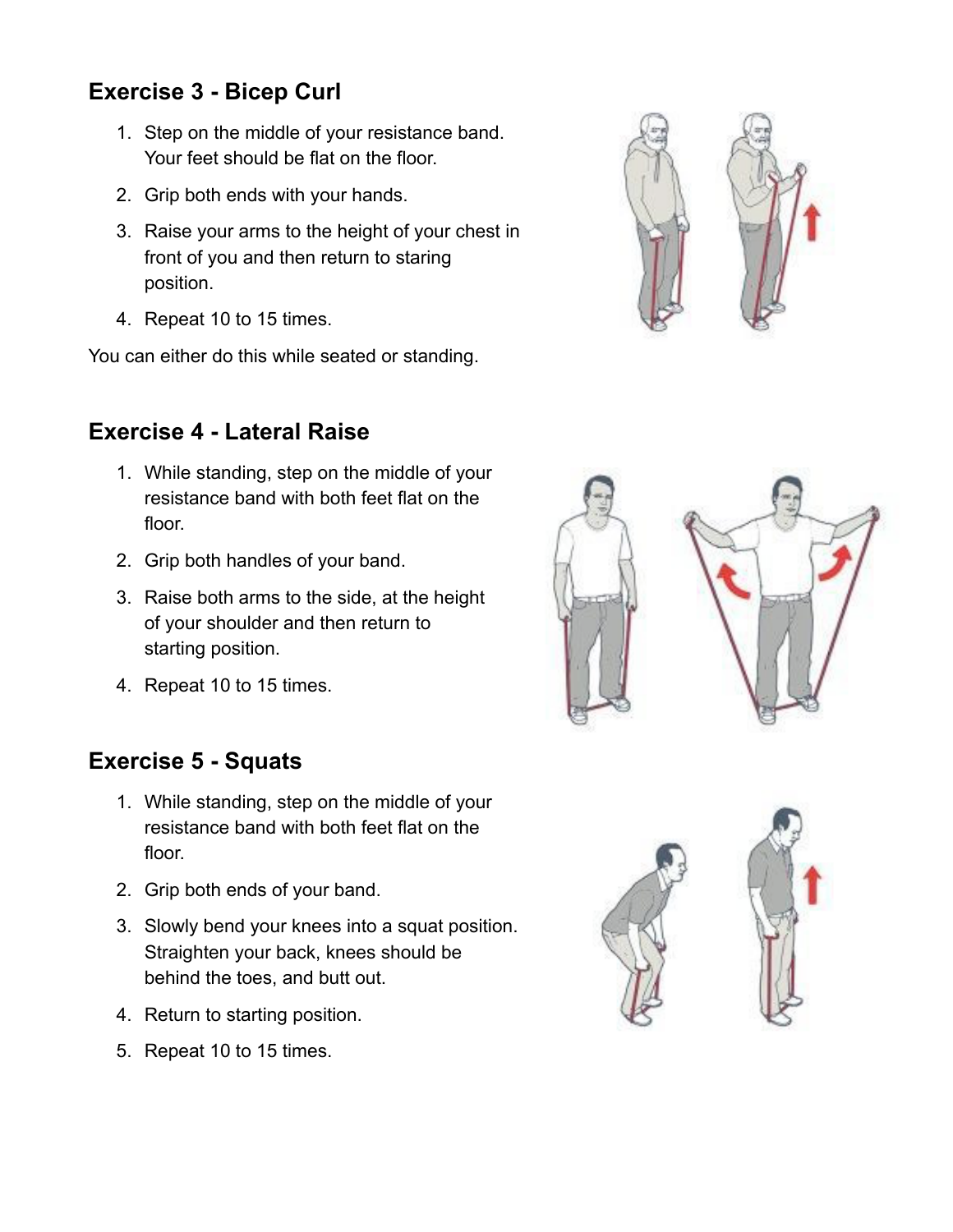## Exercise 3 - Bicep Curl

1. Step on the middle of your resistance band. Your feet should be flat on the floor.
2. Grip both ends with your hands.
3. Raise your arms to the height of your chest in front of you and then return to staring position.
4. Repeat 10 to 15 times.

You can either do this while seated or standing.

## Exercise 4 - Lateral Raise

1. While standing, step on the middle of your resistance band with both feet flat on the floor.
2. Grip both handles of your band.
3. Raise both arms to the side, at the height of your shoulder and then return to starting position.
4. Repeat 10 to 15 times.

## Exercise 5 - Squats

1. While standing, step on the middle of your resistance band with both feet flat on the floor.
2. Grip both ends of your band.
3. Slowly bend your knees into a squat position. Straighten your back, knees should be behind the toes, and butt out.
4. Return to starting position.
5. Repeat 10 to 15 times.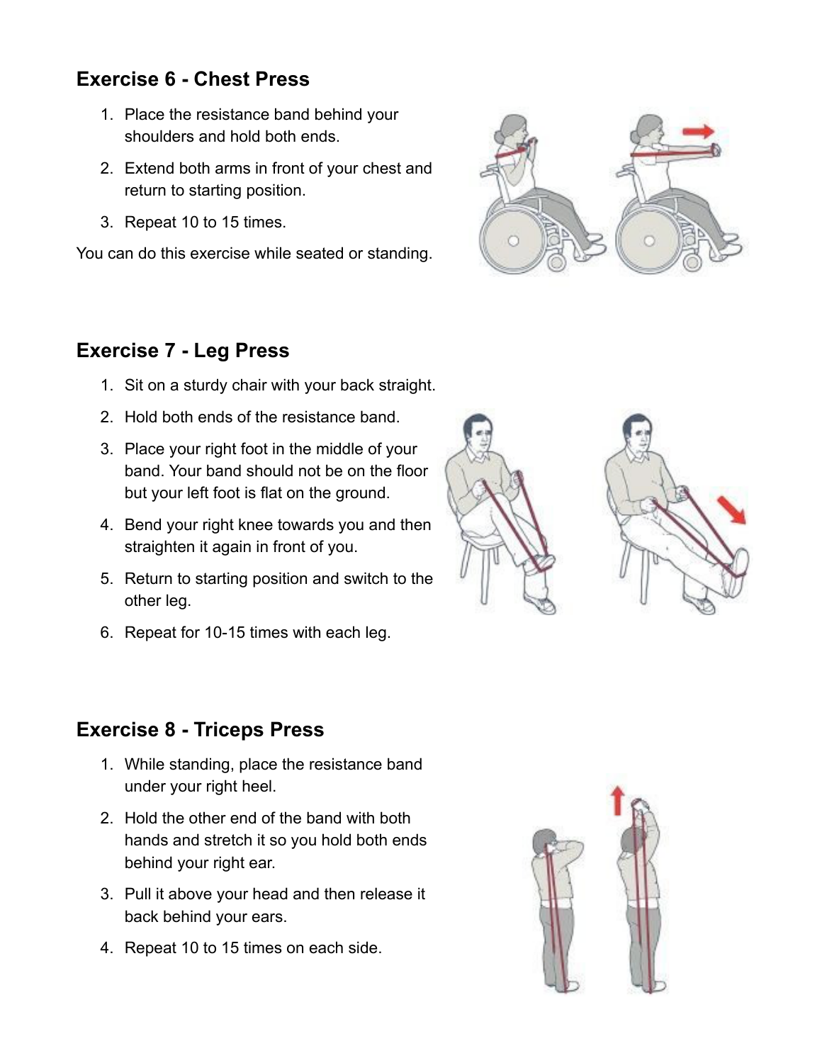## Exercise 6 - Chest Press

1. Place the resistance band behind your shoulders and hold both ends.
2. Extend both arms in front of your chest and return to starting position.
3. Repeat 10 to 15 times.

You can do this exercise while seated or standing.

## Exercise 7 - Leg Press

1. Sit on a sturdy chair with your back straight.
2. Hold both ends of the resistance band.
3. Place your right foot in the middle of your band. Your band should not be on the floor but your left foot is flat on the ground.
4. Bend your right knee towards you and then straighten it again in front of you.
5. Return to starting position and switch to the other leg.
6. Repeat for 10-15 times with each leg.

## Exercise 8 - Triceps Press

1. While standing, place the resistance band under your right heel.
2. Hold the other end of the band with both hands and stretch it so you hold both ends behind your right ear.
3. Pull it above your head and then release it back behind your ears.
4. Repeat 10 to 15 times on each side.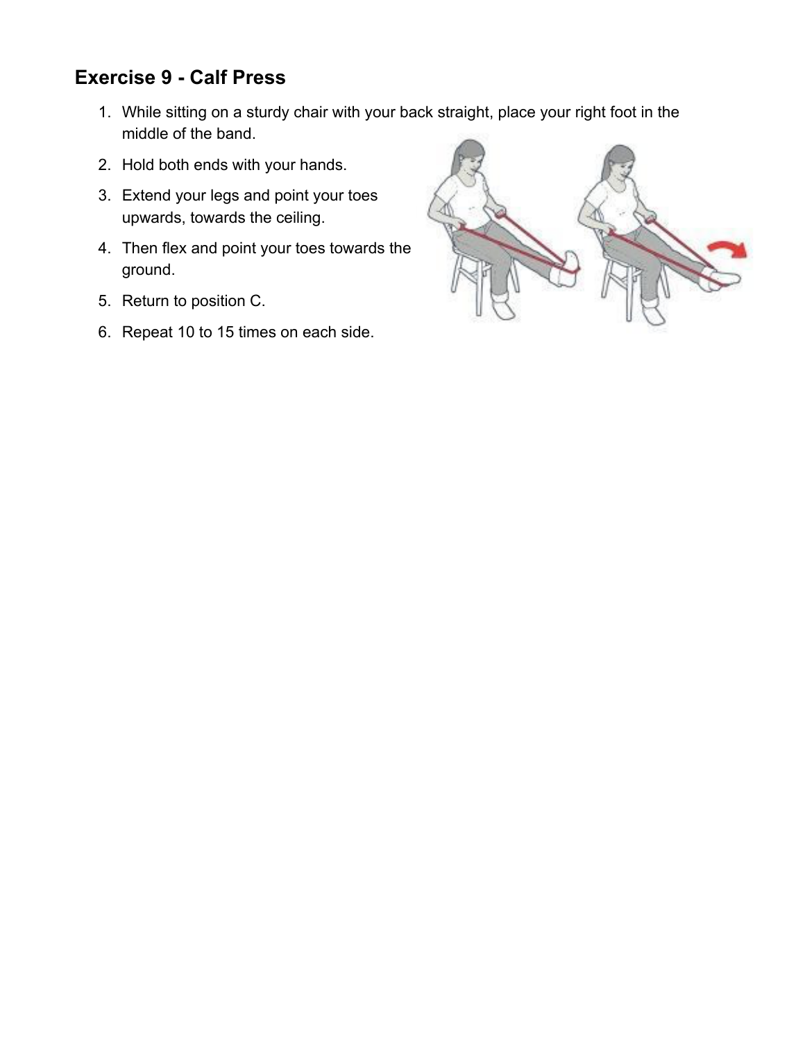## Exercise 9 - Calf Press

1. While sitting on a sturdy chair with your back straight, place your right foot in the middle of the band.
2. Hold both ends with your hands.
3. Extend your legs and point your toes upwards, towards the ceiling.
4. Then flex and point your toes towards the ground.
5. Return to position C.
6. Repeat 10 to 15 times on each side.